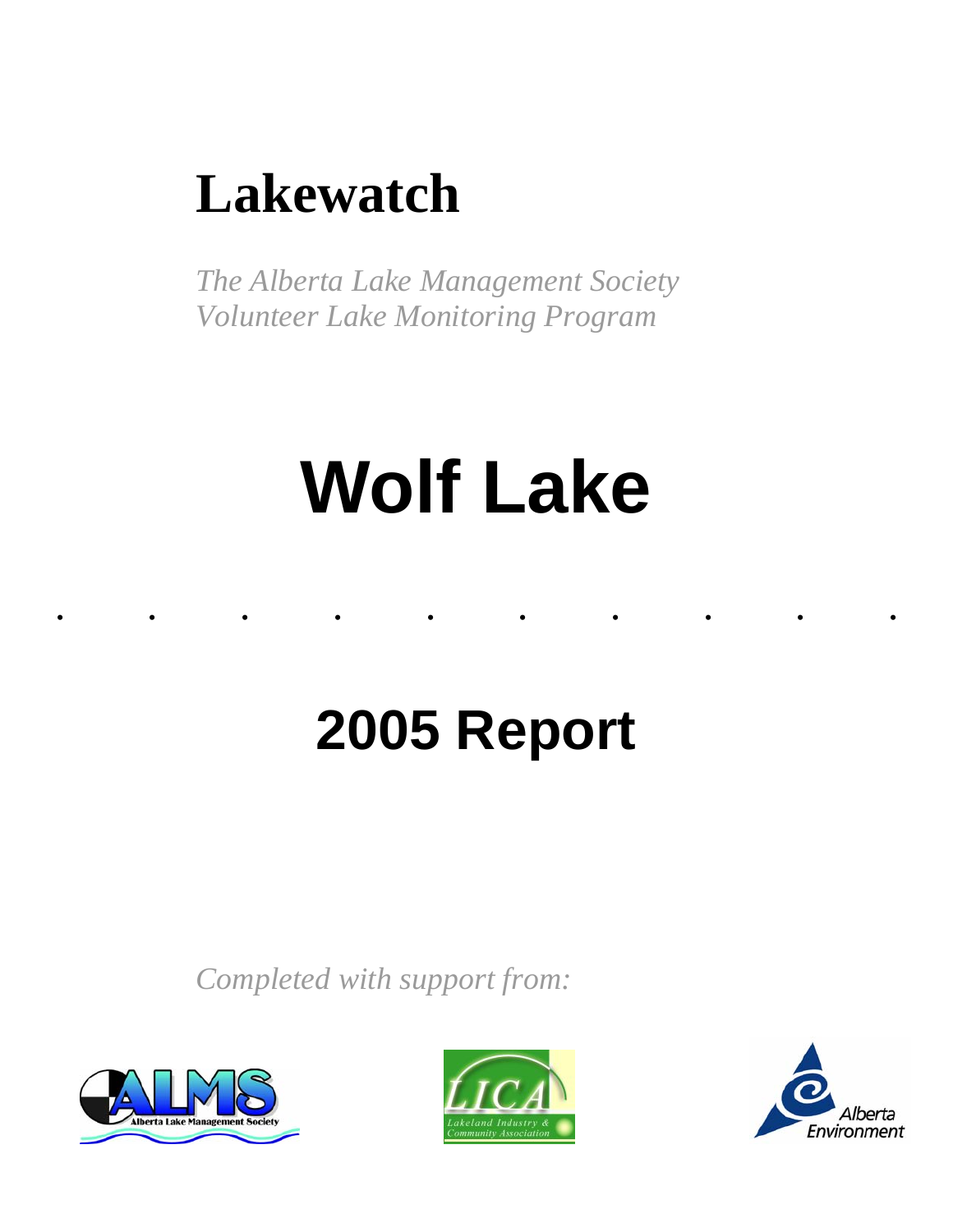# Lakewatch

*The Alberta Lake Management Society*
*Volunteer Lake Monitoring Program*

# Wolf Lake

## 2005 Report

*Completed with support from:*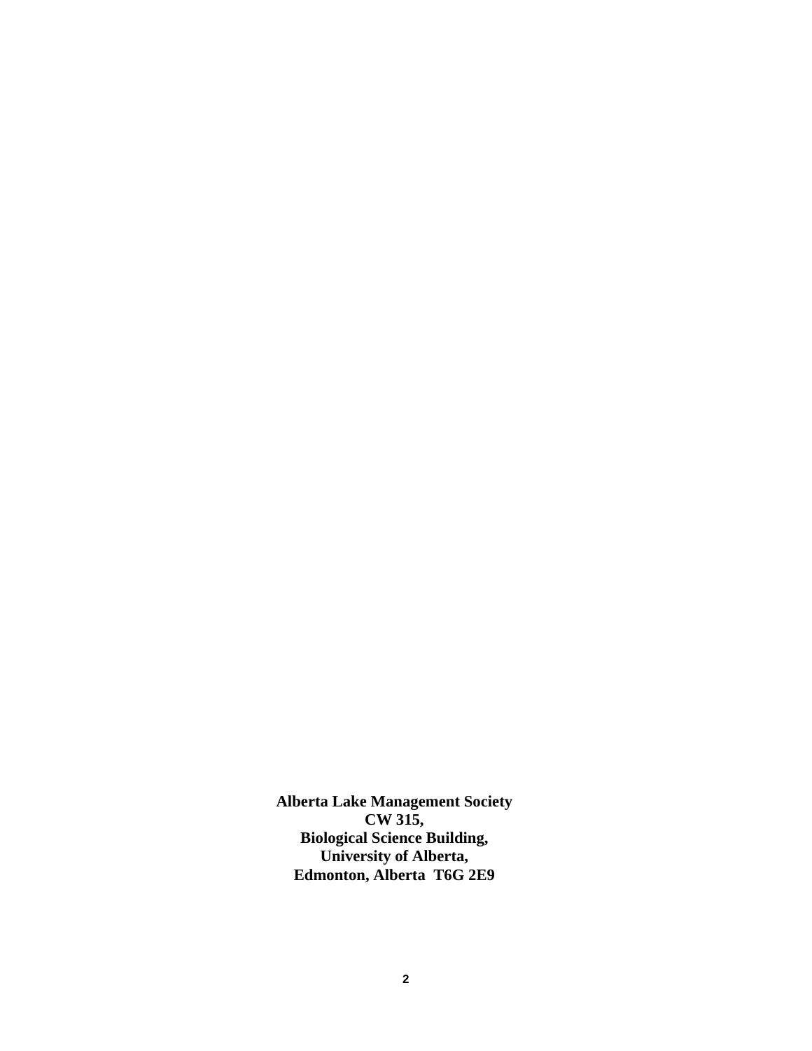**Alberta Lake Management Society**
**CW 315,**
**Biological Science Building,**
**University of Alberta,**
**Edmonton, Alberta  T6G 2E9**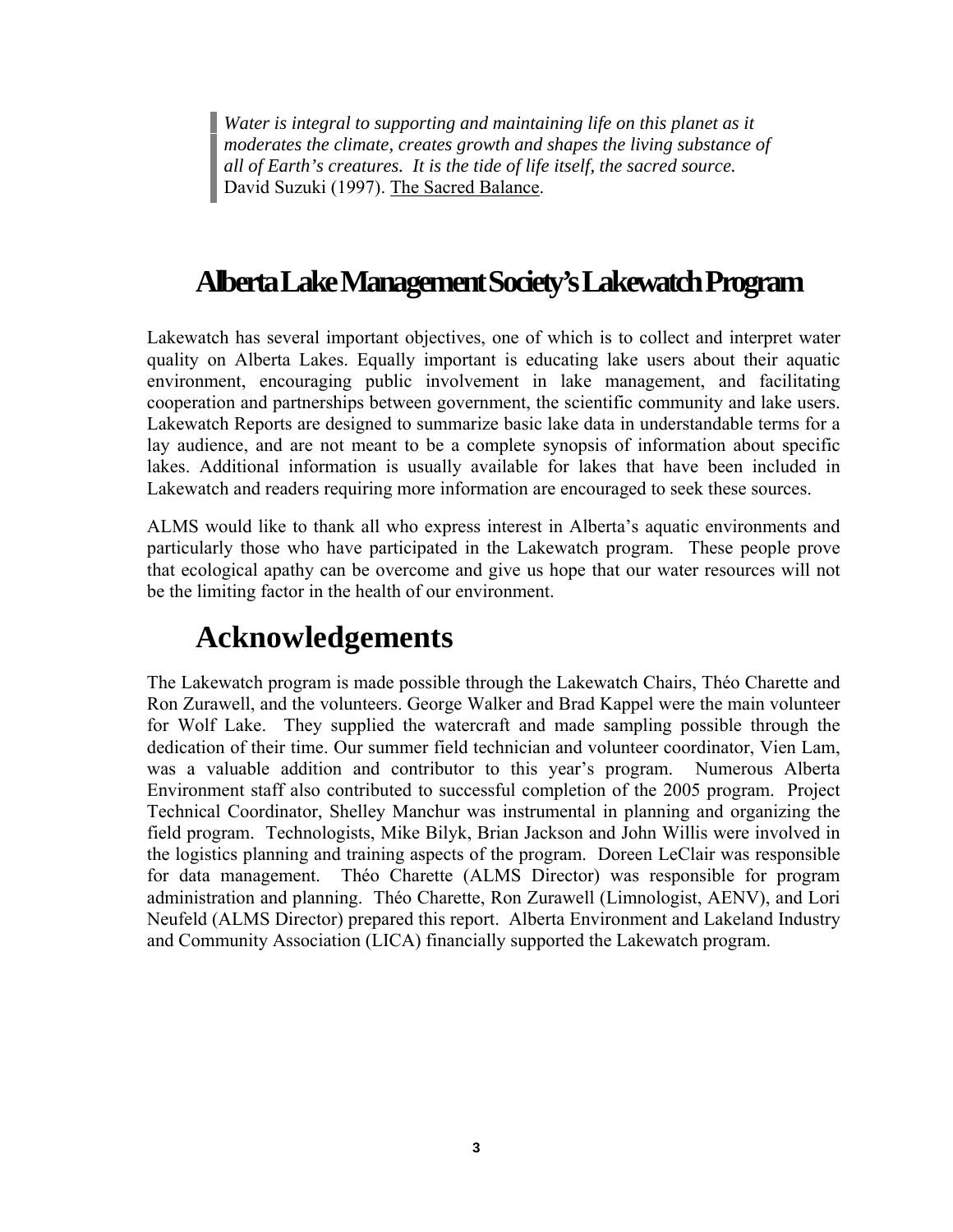> *Water is integral to supporting and maintaining life on this planet as it moderates the climate, creates growth and shapes the living substance of all of Earth's creatures. It is the tide of life itself, the sacred source.*
> David Suzuki (1997). The Sacred Balance.

# Alberta Lake Management Society's Lakewatch Program

Lakewatch has several important objectives, one of which is to collect and interpret water quality on Alberta Lakes. Equally important is educating lake users about their aquatic environment, encouraging public involvement in lake management, and facilitating cooperation and partnerships between government, the scientific community and lake users. Lakewatch Reports are designed to summarize basic lake data in understandable terms for a lay audience, and are not meant to be a complete synopsis of information about specific lakes. Additional information is usually available for lakes that have been included in Lakewatch and readers requiring more information are encouraged to seek these sources.

ALMS would like to thank all who express interest in Alberta's aquatic environments and particularly those who have participated in the Lakewatch program. These people prove that ecological apathy can be overcome and give us hope that our water resources will not be the limiting factor in the health of our environment.

# Acknowledgements

The Lakewatch program is made possible through the Lakewatch Chairs, Théo Charette and Ron Zurawell, and the volunteers. George Walker and Brad Kappel were the main volunteer for Wolf Lake. They supplied the watercraft and made sampling possible through the dedication of their time. Our summer field technician and volunteer coordinator, Vien Lam, was a valuable addition and contributor to this year's program. Numerous Alberta Environment staff also contributed to successful completion of the 2005 program. Project Technical Coordinator, Shelley Manchur was instrumental in planning and organizing the field program. Technologists, Mike Bilyk, Brian Jackson and John Willis were involved in the logistics planning and training aspects of the program. Doreen LeClair was responsible for data management. Théo Charette (ALMS Director) was responsible for program administration and planning. Théo Charette, Ron Zurawell (Limnologist, AENV), and Lori Neufeld (ALMS Director) prepared this report. Alberta Environment and Lakeland Industry and Community Association (LICA) financially supported the Lakewatch program.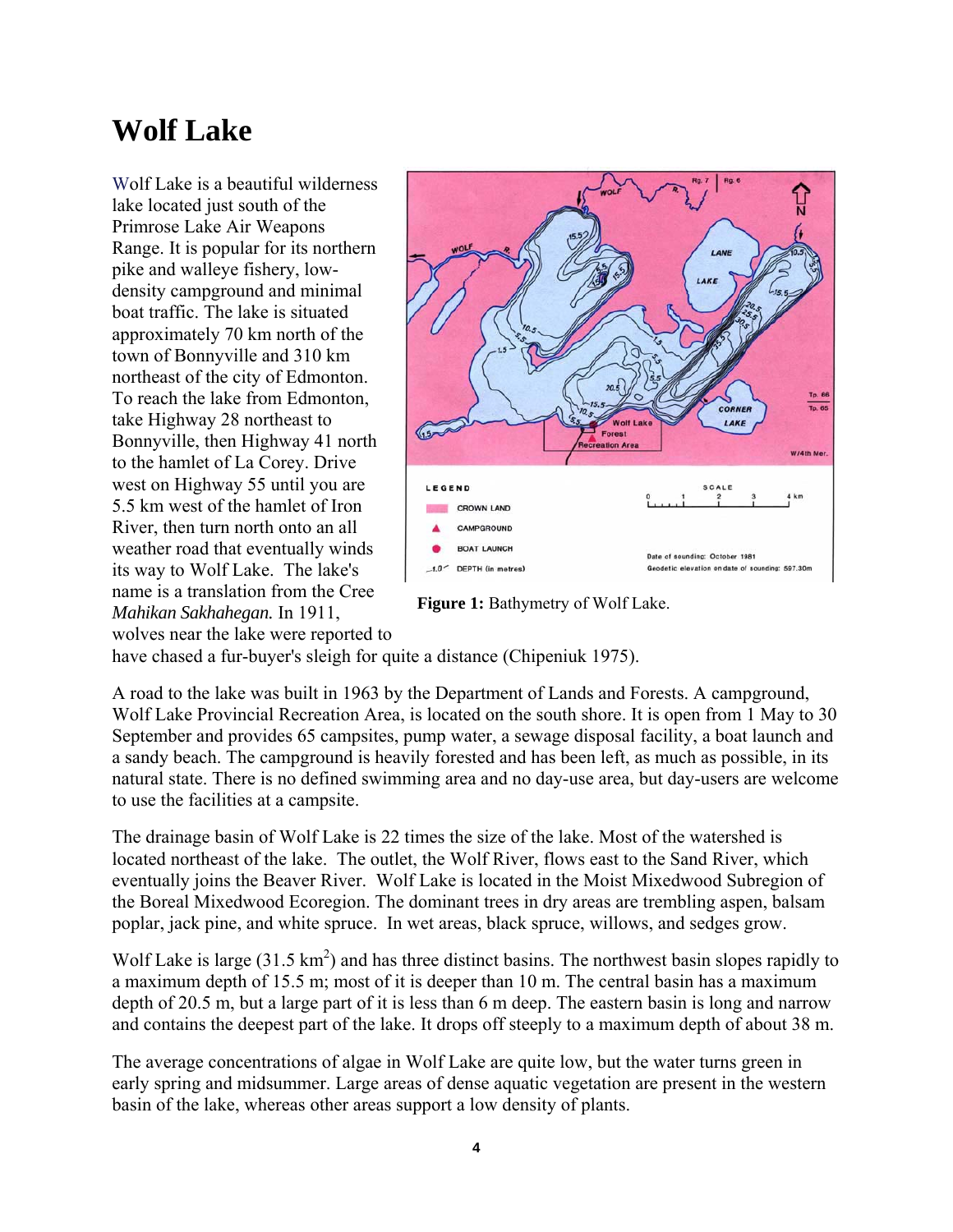# Wolf Lake

Wolf Lake is a beautiful wilderness lake located just south of the Primrose Lake Air Weapons Range. It is popular for its northern pike and walleye fishery, low-density campground and minimal boat traffic. The lake is situated approximately 70 km north of the town of Bonnyville and 310 km northeast of the city of Edmonton. To reach the lake from Edmonton, take Highway 28 northeast to Bonnyville, then Highway 41 north to the hamlet of La Corey. Drive west on Highway 55 until you are 5.5 km west of the hamlet of Iron River, then turn north onto an all weather road that eventually winds its way to Wolf Lake. The lake's name is a translation from the Cree *Mahikan Sakhahegan.* In 1911, wolves near the lake were reported to have chased a fur-buyer's sleigh for quite a distance (Chipeniuk 1975).

**Figure 1:** Bathymetry of Wolf Lake.

A road to the lake was built in 1963 by the Department of Lands and Forests. A campground, Wolf Lake Provincial Recreation Area, is located on the south shore. It is open from 1 May to 30 September and provides 65 campsites, pump water, a sewage disposal facility, a boat launch and a sandy beach. The campground is heavily forested and has been left, as much as possible, in its natural state. There is no defined swimming area and no day-use area, but day-users are welcome to use the facilities at a campsite.

The drainage basin of Wolf Lake is 22 times the size of the lake. Most of the watershed is located northeast of the lake. The outlet, the Wolf River, flows east to the Sand River, which eventually joins the Beaver River. Wolf Lake is located in the Moist Mixedwood Subregion of the Boreal Mixedwood Ecoregion. The dominant trees in dry areas are trembling aspen, balsam poplar, jack pine, and white spruce. In wet areas, black spruce, willows, and sedges grow.

Wolf Lake is large (31.5 km$^2$) and has three distinct basins. The northwest basin slopes rapidly to a maximum depth of 15.5 m; most of it is deeper than 10 m. The central basin has a maximum depth of 20.5 m, but a large part of it is less than 6 m deep. The eastern basin is long and narrow and contains the deepest part of the lake. It drops off steeply to a maximum depth of about 38 m.

The average concentrations of algae in Wolf Lake are quite low, but the water turns green in early spring and midsummer. Large areas of dense aquatic vegetation are present in the western basin of the lake, whereas other areas support a low density of plants.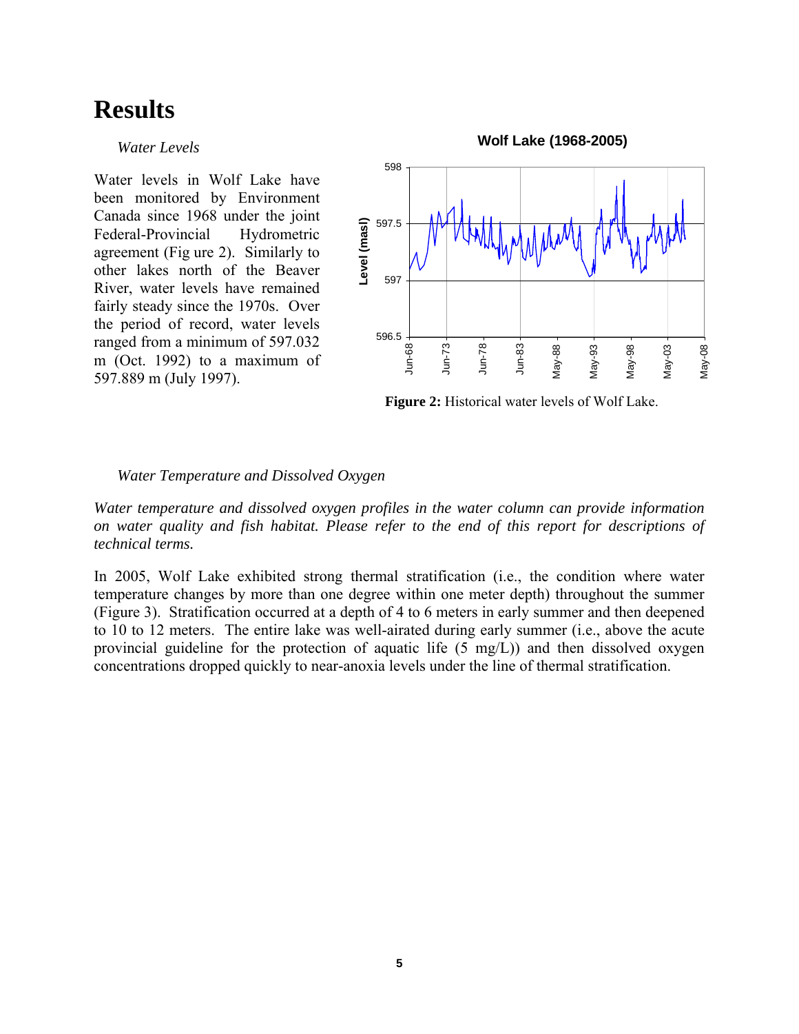# Results

*Water Levels*

Water levels in Wolf Lake have been monitored by Environment Canada since 1968 under the joint Federal-Provincial Hydrometric agreement (Fig ure 2). Similarly to other lakes north of the Beaver River, water levels have remained fairly steady since the 1970s. Over the period of record, water levels ranged from a minimum of 597.032 m (Oct. 1992) to a maximum of 597.889 m (July 1997).

**Figure 2:** Historical water levels of Wolf Lake.

*Water Temperature and Dissolved Oxygen*

*Water temperature and dissolved oxygen profiles in the water column can provide information on water quality and fish habitat. Please refer to the end of this report for descriptions of technical terms.*

In 2005, Wolf Lake exhibited strong thermal stratification (i.e., the condition where water temperature changes by more than one degree within one meter depth) throughout the summer (Figure 3). Stratification occurred at a depth of 4 to 6 meters in early summer and then deepened to 10 to 12 meters. The entire lake was well-airated during early summer (i.e., above the acute provincial guideline for the protection of aquatic life (5 mg/L)) and then dissolved oxygen concentrations dropped quickly to near-anoxia levels under the line of thermal stratification.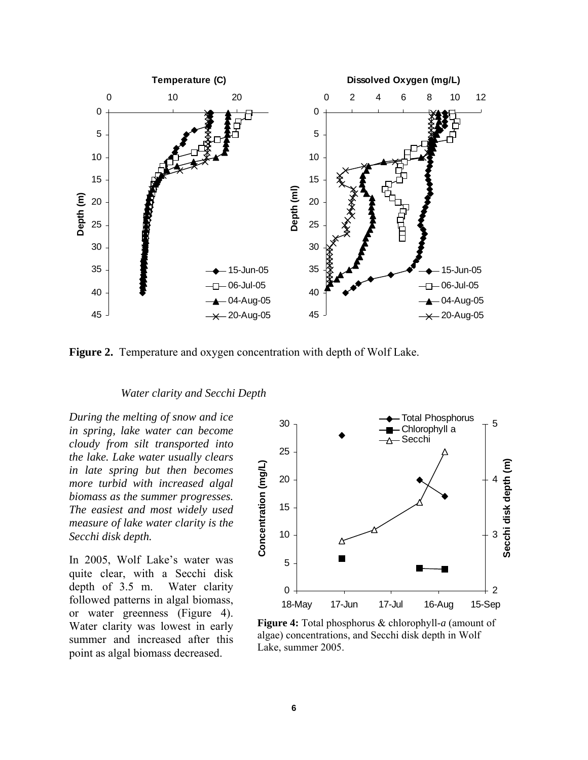**Figure 2.** Temperature and oxygen concentration with depth of Wolf Lake.

### *Water clarity and Secchi Depth*

*During the melting of snow and ice in spring, lake water can become cloudy from silt transported into the lake. Lake water usually clears in late spring but then becomes more turbid with increased algal biomass as the summer progresses. The easiest and most widely used measure of lake water clarity is the Secchi disk depth.*

In 2005, Wolf Lake's water was quite clear, with a Secchi disk depth of 3.5 m. Water clarity followed patterns in algal biomass, or water greenness (Figure 4). Water clarity was lowest in early summer and increased after this point as algal biomass decreased.

**Figure 4:** Total phosphorus & chlorophyll-*a* (amount of algae) concentrations, and Secchi disk depth in Wolf Lake, summer 2005.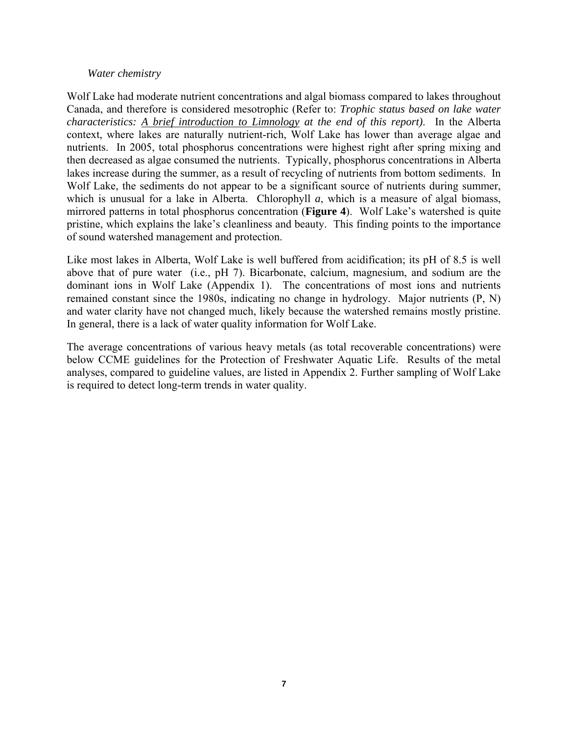*Water chemistry*

Wolf Lake had moderate nutrient concentrations and algal biomass compared to lakes throughout Canada, and therefore is considered mesotrophic (Refer to: *Trophic status based on lake water characteristics: A brief introduction to Limnology at the end of this report).* In the Alberta context, where lakes are naturally nutrient-rich, Wolf Lake has lower than average algae and nutrients. In 2005, total phosphorus concentrations were highest right after spring mixing and then decreased as algae consumed the nutrients. Typically, phosphorus concentrations in Alberta lakes increase during the summer, as a result of recycling of nutrients from bottom sediments. In Wolf Lake, the sediments do not appear to be a significant source of nutrients during summer, which is unusual for a lake in Alberta. Chlorophyll *a*, which is a measure of algal biomass, mirrored patterns in total phosphorus concentration (**Figure 4**). Wolf Lake's watershed is quite pristine, which explains the lake's cleanliness and beauty. This finding points to the importance of sound watershed management and protection.

Like most lakes in Alberta, Wolf Lake is well buffered from acidification; its pH of 8.5 is well above that of pure water (i.e., pH 7). Bicarbonate, calcium, magnesium, and sodium are the dominant ions in Wolf Lake (Appendix 1). The concentrations of most ions and nutrients remained constant since the 1980s, indicating no change in hydrology. Major nutrients (P, N) and water clarity have not changed much, likely because the watershed remains mostly pristine. In general, there is a lack of water quality information for Wolf Lake.

The average concentrations of various heavy metals (as total recoverable concentrations) were below CCME guidelines for the Protection of Freshwater Aquatic Life. Results of the metal analyses, compared to guideline values, are listed in Appendix 2. Further sampling of Wolf Lake is required to detect long-term trends in water quality.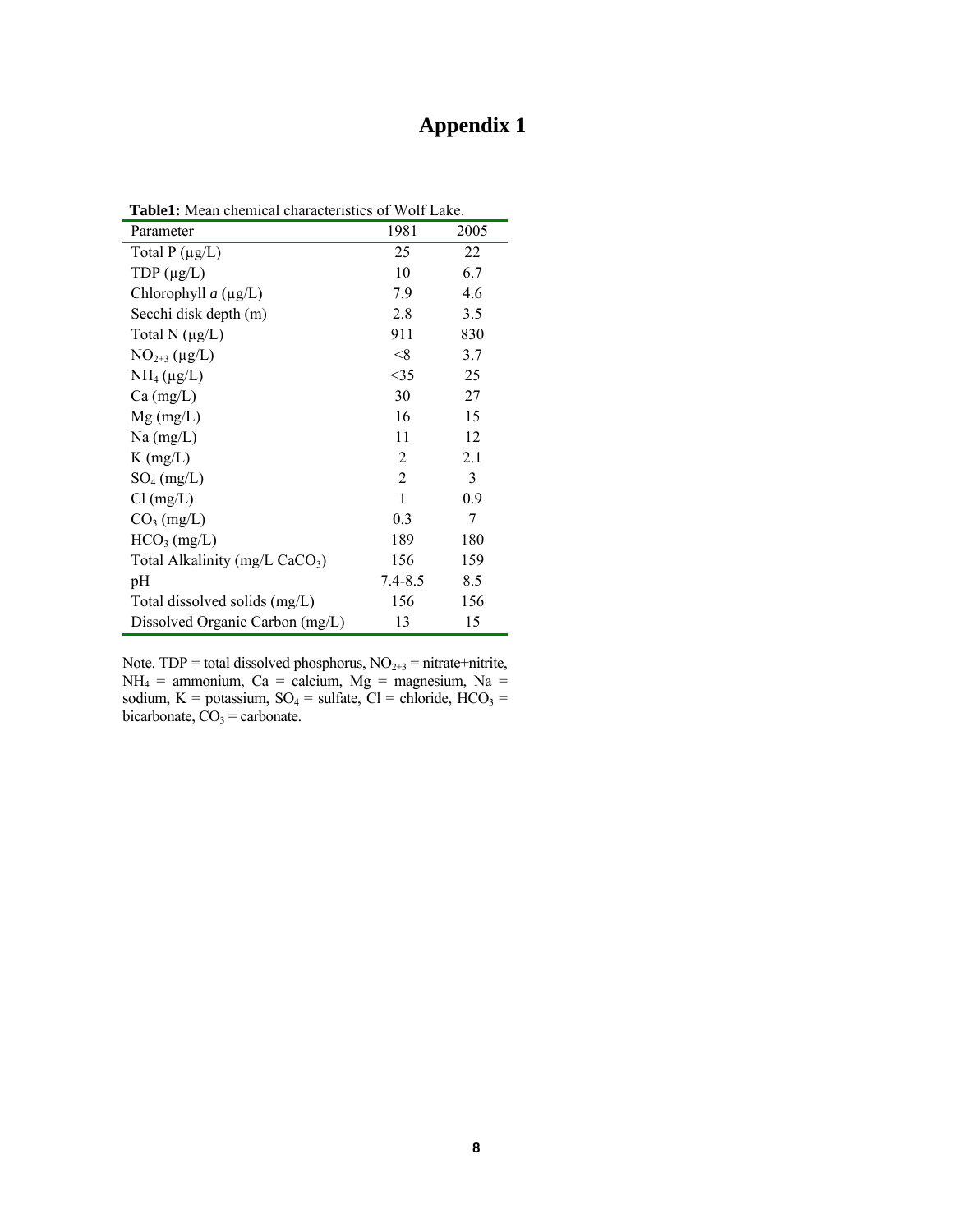# Appendix 1

**Table1:** Mean chemical characteristics of Wolf Lake.

| Parameter | 1981 | 2005 |
|---|---|---|
| Total P (μg/L) | 25 | 22 |
| TDP (μg/L) | 10 | 6.7 |
| Chlorophyll *a* (μg/L) | 7.9 | 4.6 |
| Secchi disk depth (m) | 2.8 | 3.5 |
| Total N (μg/L) | 911 | 830 |
| $NO_{2+3}$ (μg/L) | <8 | 3.7 |
| $NH_4$ (μg/L) | <35 | 25 |
| Ca (mg/L) | 30 | 27 |
| Mg (mg/L) | 16 | 15 |
| Na (mg/L) | 11 | 12 |
| K (mg/L) | 2 | 2.1 |
| $SO_4$ (mg/L) | 2 | 3 |
| Cl (mg/L) | 1 | 0.9 |
| $CO_3$ (mg/L) | 0.3 | 7 |
| $HCO_3$ (mg/L) | 189 | 180 |
| Total Alkalinity (mg/L $CaCO_3$) | 156 | 159 |
| pH | 7.4-8.5 | 8.5 |
| Total dissolved solids (mg/L) | 156 | 156 |
| Dissolved Organic Carbon (mg/L) | 13 | 15 |

Note. TDP = total dissolved phosphorus, $NO_{2+3}$ = nitrate+nitrite, $NH_4$ = ammonium, Ca = calcium, Mg = magnesium, Na = sodium, K = potassium, $SO_4$ = sulfate, Cl = chloride, $HCO_3$ = bicarbonate, $CO_3$ = carbonate.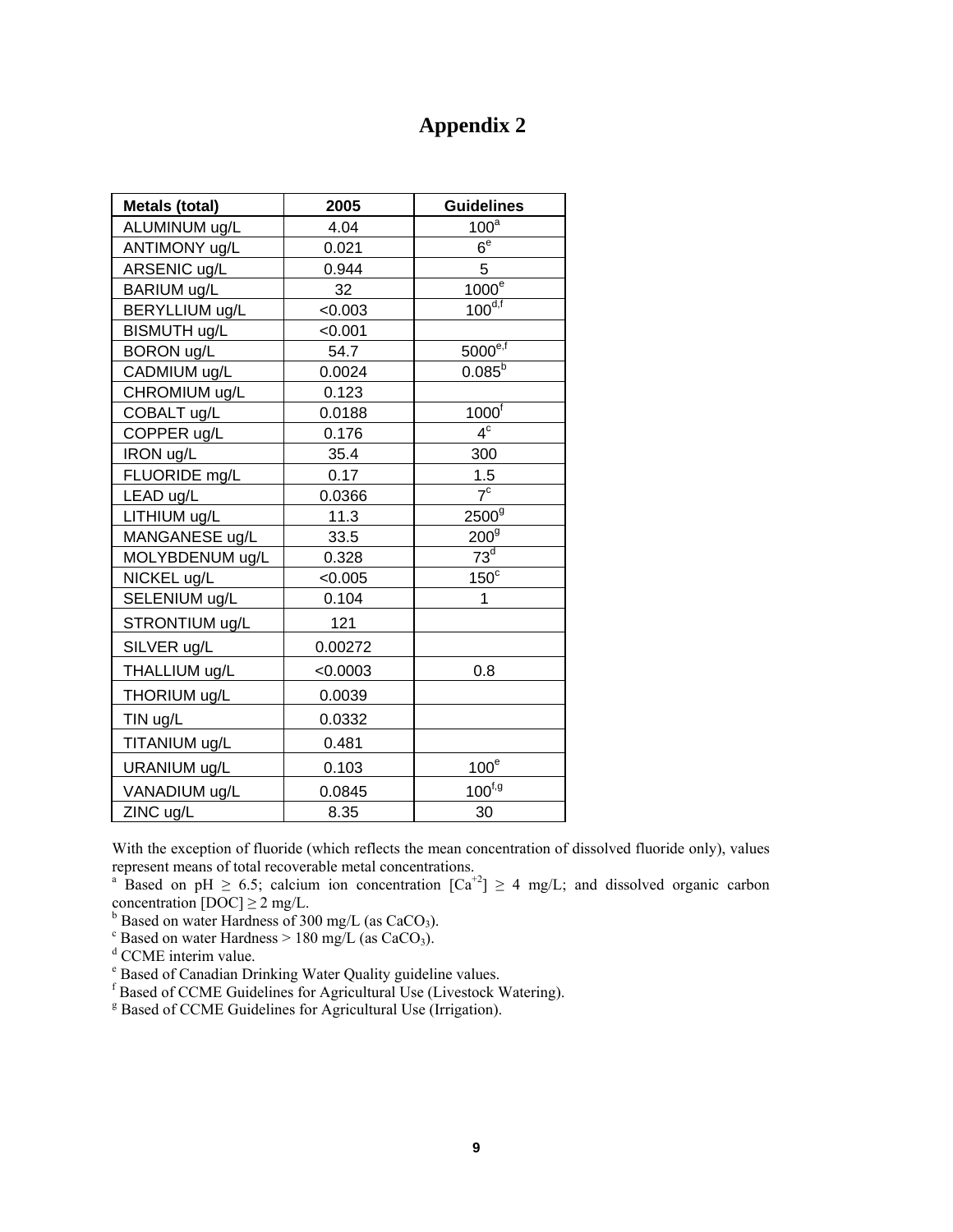# Appendix 2

| Metals (total) | 2005 | Guidelines |
|---|---|---|
| ALUMINUM ug/L | 4.04 | 100[a] |
| ANTIMONY ug/L | 0.021 | 6[e] |
| ARSENIC ug/L | 0.944 | 5 |
| BARIUM ug/L | 32 | 1000[e] |
| BERYLLIUM ug/L | <0.003 | 100[d,f] |
| BISMUTH ug/L | <0.001 | |
| BORON ug/L | 54.7 | 5000[e,f] |
| CADMIUM ug/L | 0.0024 | 0.085[b] |
| CHROMIUM ug/L | 0.123 | |
| COBALT ug/L | 0.0188 | 1000[f] |
| COPPER ug/L | 0.176 | 4[c] |
| IRON ug/L | 35.4 | 300 |
| FLUORIDE mg/L | 0.17 | 1.5 |
| LEAD ug/L | 0.0366 | 7[c] |
| LITHIUM ug/L | 11.3 | 2500[g] |
| MANGANESE ug/L | 33.5 | 200[g] |
| MOLYBDENUM ug/L | 0.328 | 73[d] |
| NICKEL ug/L | <0.005 | 150[c] |
| SELENIUM ug/L | 0.104 | 1 |
| STRONTIUM ug/L | 121 | |
| SILVER ug/L | 0.00272 | |
| THALLIUM ug/L | <0.0003 | 0.8 |
| THORIUM ug/L | 0.0039 | |
| TIN ug/L | 0.0332 | |
| TITANIUM ug/L | 0.481 | |
| URANIUM ug/L | 0.103 | 100[e] |
| VANADIUM ug/L | 0.0845 | 100[f,g] |
| ZINC ug/L | 8.35 | 30 |

With the exception of fluoride (which reflects the mean concentration of dissolved fluoride only), values represent means of total recoverable metal concentrations.

[a] Based on pH $\geq$ 6.5; calcium ion concentration $[Ca^{+2}] \geq 4$ mg/L; and dissolved organic carbon concentration $[DOC] \geq 2$ mg/L.

[b] Based on water Hardness of 300 mg/L (as $CaCO_3$).

[c] Based on water Hardness > 180 mg/L (as $CaCO_3$).

[d] CCME interim value.

[e] Based of Canadian Drinking Water Quality guideline values.

[f] Based of CCME Guidelines for Agricultural Use (Livestock Watering).

[g] Based of CCME Guidelines for Agricultural Use (Irrigation).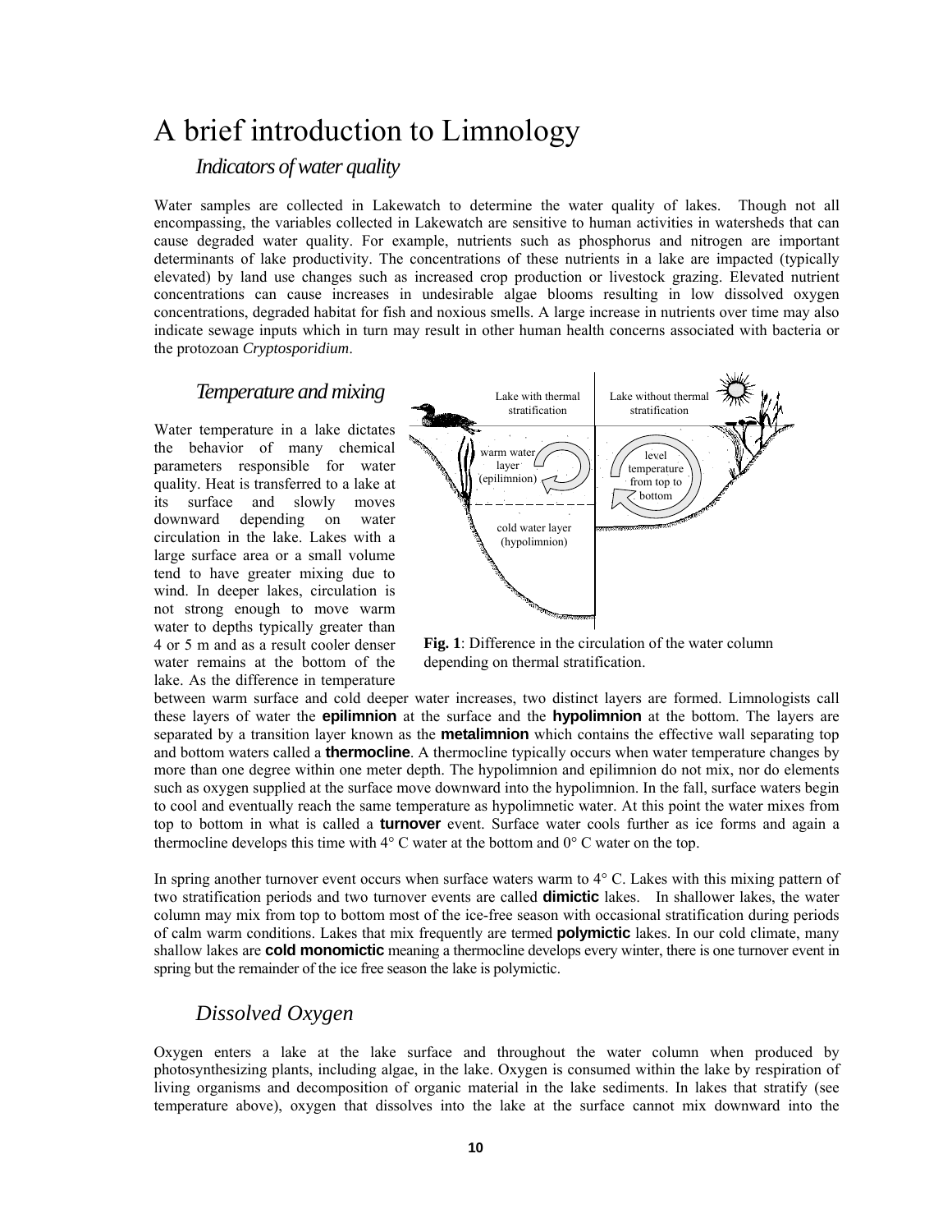# A brief introduction to Limnology

## *Indicators of water quality*

Water samples are collected in Lakewatch to determine the water quality of lakes. Though not all encompassing, the variables collected in Lakewatch are sensitive to human activities in watersheds that can cause degraded water quality. For example, nutrients such as phosphorus and nitrogen are important determinants of lake productivity. The concentrations of these nutrients in a lake are impacted (typically elevated) by land use changes such as increased crop production or livestock grazing. Elevated nutrient concentrations can cause increases in undesirable algae blooms resulting in low dissolved oxygen concentrations, degraded habitat for fish and noxious smells. A large increase in nutrients over time may also indicate sewage inputs which in turn may result in other human health concerns associated with bacteria or the protozoan *Cryptosporidium*.

## *Temperature and mixing*

Water temperature in a lake dictates the behavior of many chemical parameters responsible for water quality. Heat is transferred to a lake at its surface and slowly moves downward depending on water circulation in the lake. Lakes with a large surface area or a small volume tend to have greater mixing due to wind. In deeper lakes, circulation is not strong enough to move warm water to depths typically greater than 4 or 5 m and as a result cooler denser water remains at the bottom of the lake. As the difference in temperature between warm surface and cold deeper water increases, two distinct layers are formed. Limnologists call these layers of water the **epilimnion** at the surface and the **hypolimnion** at the bottom. The layers are separated by a transition layer known as the **metalimnion** which contains the effective wall separating top and bottom waters called a **thermocline**. A thermocline typically occurs when water temperature changes by more than one degree within one meter depth. The hypolimnion and epilimnion do not mix, nor do elements such as oxygen supplied at the surface move downward into the hypolimnion. In the fall, surface waters begin to cool and eventually reach the same temperature as hypolimnetic water. At this point the water mixes from top to bottom in what is called a **turnover** event. Surface water cools further as ice forms and again a thermocline develops this time with 4° C water at the bottom and 0° C water on the top.

Lake with thermal stratification | Lake without thermal stratification

warm water layer (epilimnion) | level temperature from top to bottom

cold water layer (hypolimnion)

**Fig. 1**: Difference in the circulation of the water column depending on thermal stratification.

In spring another turnover event occurs when surface waters warm to 4° C. Lakes with this mixing pattern of two stratification periods and two turnover events are called **dimictic** lakes. In shallower lakes, the water column may mix from top to bottom most of the ice-free season with occasional stratification during periods of calm warm conditions. Lakes that mix frequently are termed **polymictic** lakes. In our cold climate, many shallow lakes are **cold monomictic** meaning a thermocline develops every winter, there is one turnover event in spring but the remainder of the ice free season the lake is polymictic.

## *Dissolved Oxygen*

Oxygen enters a lake at the lake surface and throughout the water column when produced by photosynthesizing plants, including algae, in the lake. Oxygen is consumed within the lake by respiration of living organisms and decomposition of organic material in the lake sediments. In lakes that stratify (see temperature above), oxygen that dissolves into the lake at the surface cannot mix downward into the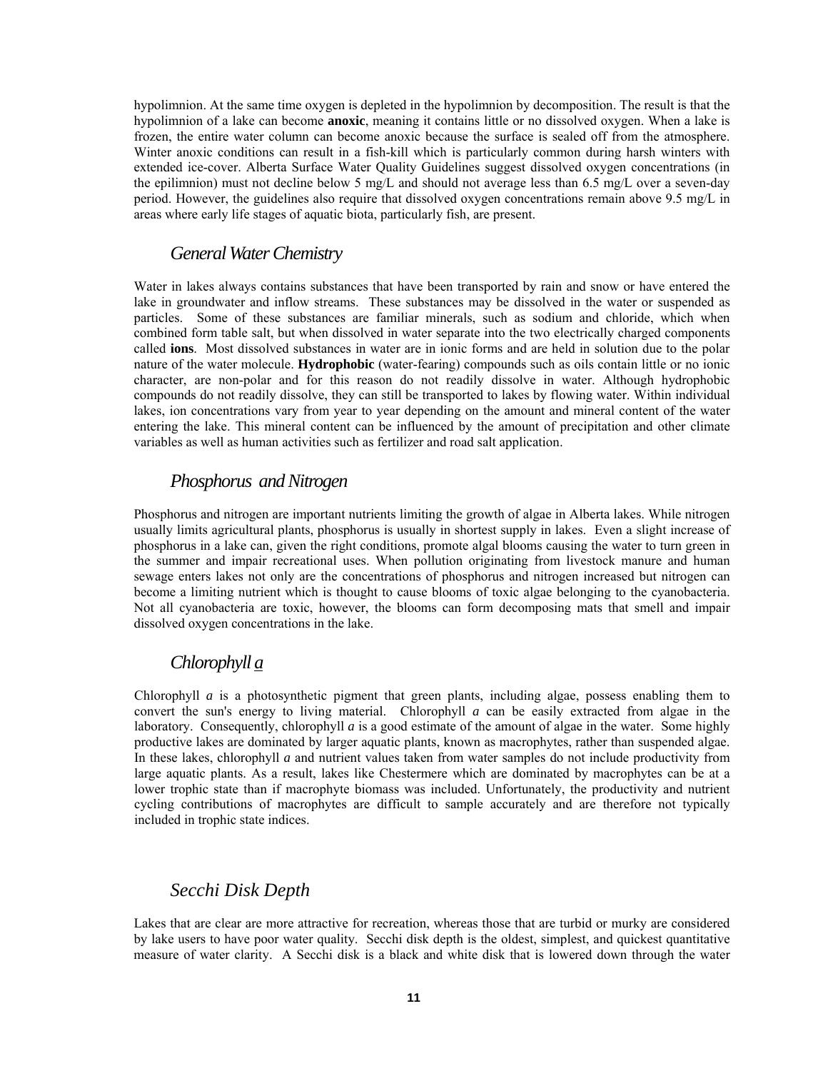hypolimnion. At the same time oxygen is depleted in the hypolimnion by decomposition. The result is that the hypolimnion of a lake can become **anoxic**, meaning it contains little or no dissolved oxygen. When a lake is frozen, the entire water column can become anoxic because the surface is sealed off from the atmosphere. Winter anoxic conditions can result in a fish-kill which is particularly common during harsh winters with extended ice-cover. Alberta Surface Water Quality Guidelines suggest dissolved oxygen concentrations (in the epilimnion) must not decline below 5 mg/L and should not average less than 6.5 mg/L over a seven-day period. However, the guidelines also require that dissolved oxygen concentrations remain above 9.5 mg/L in areas where early life stages of aquatic biota, particularly fish, are present.

## *General Water Chemistry*

Water in lakes always contains substances that have been transported by rain and snow or have entered the lake in groundwater and inflow streams. These substances may be dissolved in the water or suspended as particles. Some of these substances are familiar minerals, such as sodium and chloride, which when combined form table salt, but when dissolved in water separate into the two electrically charged components called **ions**. Most dissolved substances in water are in ionic forms and are held in solution due to the polar nature of the water molecule. **Hydrophobic** (water-fearing) compounds such as oils contain little or no ionic character, are non-polar and for this reason do not readily dissolve in water. Although hydrophobic compounds do not readily dissolve, they can still be transported to lakes by flowing water. Within individual lakes, ion concentrations vary from year to year depending on the amount and mineral content of the water entering the lake. This mineral content can be influenced by the amount of precipitation and other climate variables as well as human activities such as fertilizer and road salt application.

## *Phosphorus and Nitrogen*

Phosphorus and nitrogen are important nutrients limiting the growth of algae in Alberta lakes. While nitrogen usually limits agricultural plants, phosphorus is usually in shortest supply in lakes. Even a slight increase of phosphorus in a lake can, given the right conditions, promote algal blooms causing the water to turn green in the summer and impair recreational uses. When pollution originating from livestock manure and human sewage enters lakes not only are the concentrations of phosphorus and nitrogen increased but nitrogen can become a limiting nutrient which is thought to cause blooms of toxic algae belonging to the cyanobacteria. Not all cyanobacteria are toxic, however, the blooms can form decomposing mats that smell and impair dissolved oxygen concentrations in the lake.

## *Chlorophyll a*

Chlorophyll *a* is a photosynthetic pigment that green plants, including algae, possess enabling them to convert the sun's energy to living material. Chlorophyll *a* can be easily extracted from algae in the laboratory. Consequently, chlorophyll *a* is a good estimate of the amount of algae in the water. Some highly productive lakes are dominated by larger aquatic plants, known as macrophytes, rather than suspended algae. In these lakes, chlorophyll *a* and nutrient values taken from water samples do not include productivity from large aquatic plants. As a result, lakes like Chestermere which are dominated by macrophytes can be at a lower trophic state than if macrophyte biomass was included. Unfortunately, the productivity and nutrient cycling contributions of macrophytes are difficult to sample accurately and are therefore not typically included in trophic state indices.

## *Secchi Disk Depth*

Lakes that are clear are more attractive for recreation, whereas those that are turbid or murky are considered by lake users to have poor water quality. Secchi disk depth is the oldest, simplest, and quickest quantitative measure of water clarity. A Secchi disk is a black and white disk that is lowered down through the water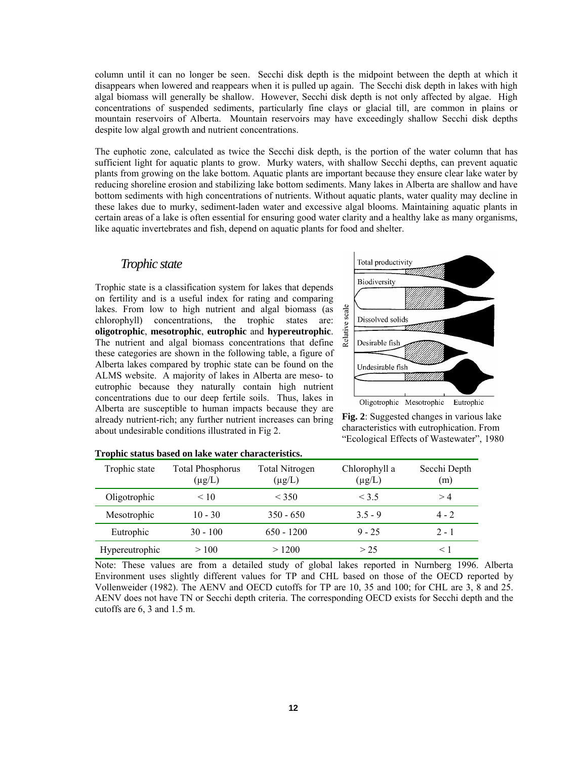column until it can no longer be seen. Secchi disk depth is the midpoint between the depth at which it disappears when lowered and reappears when it is pulled up again. The Secchi disk depth in lakes with high algal biomass will generally be shallow. However, Secchi disk depth is not only affected by algae. High concentrations of suspended sediments, particularly fine clays or glacial till, are common in plains or mountain reservoirs of Alberta. Mountain reservoirs may have exceedingly shallow Secchi disk depths despite low algal growth and nutrient concentrations.

The euphotic zone, calculated as twice the Secchi disk depth, is the portion of the water column that has sufficient light for aquatic plants to grow. Murky waters, with shallow Secchi depths, can prevent aquatic plants from growing on the lake bottom. Aquatic plants are important because they ensure clear lake water by reducing shoreline erosion and stabilizing lake bottom sediments. Many lakes in Alberta are shallow and have bottom sediments with high concentrations of nutrients. Without aquatic plants, water quality may decline in these lakes due to murky, sediment-laden water and excessive algal blooms. Maintaining aquatic plants in certain areas of a lake is often essential for ensuring good water clarity and a healthy lake as many organisms, like aquatic invertebrates and fish, depend on aquatic plants for food and shelter.

## *Trophic state*

Trophic state is a classification system for lakes that depends on fertility and is a useful index for rating and comparing lakes. From low to high nutrient and algal biomass (as chlorophyll) concentrations, the trophic states are: **oligotrophic**, **mesotrophic**, **eutrophic** and **hypereutrophic**. The nutrient and algal biomass concentrations that define these categories are shown in the following table, a figure of Alberta lakes compared by trophic state can be found on the ALMS website. A majority of lakes in Alberta are meso- to eutrophic because they naturally contain high nutrient concentrations due to our deep fertile soils. Thus, lakes in Alberta are susceptible to human impacts because they are already nutrient-rich; any further nutrient increases can bring about undesirable conditions illustrated in Fig 2.

**Fig. 2**: Suggested changes in various lake characteristics with eutrophication. From "Ecological Effects of Wastewater", 1980

**Trophic status based on lake water characteristics.**

| Trophic state | Total Phosphorus (µg/L) | Total Nitrogen (µg/L) | Chlorophyll a (µg/L) | Secchi Depth (m) |
|---|---|---|---|---|
| Oligotrophic | < 10 | < 350 | < 3.5 | > 4 |
| Mesotrophic | 10 - 30 | 350 - 650 | 3.5 - 9 | 4 - 2 |
| Eutrophic | 30 - 100 | 650 - 1200 | 9 - 25 | 2 - 1 |
| Hypereutrophic | > 100 | > 1200 | > 25 | < 1 |

Note: These values are from a detailed study of global lakes reported in Nurnberg 1996. Alberta Environment uses slightly different values for TP and CHL based on those of the OECD reported by Vollenweider (1982). The AENV and OECD cutoffs for TP are 10, 35 and 100; for CHL are 3, 8 and 25. AENV does not have TN or Secchi depth criteria. The corresponding OECD exists for Secchi depth and the cutoffs are 6, 3 and 1.5 m.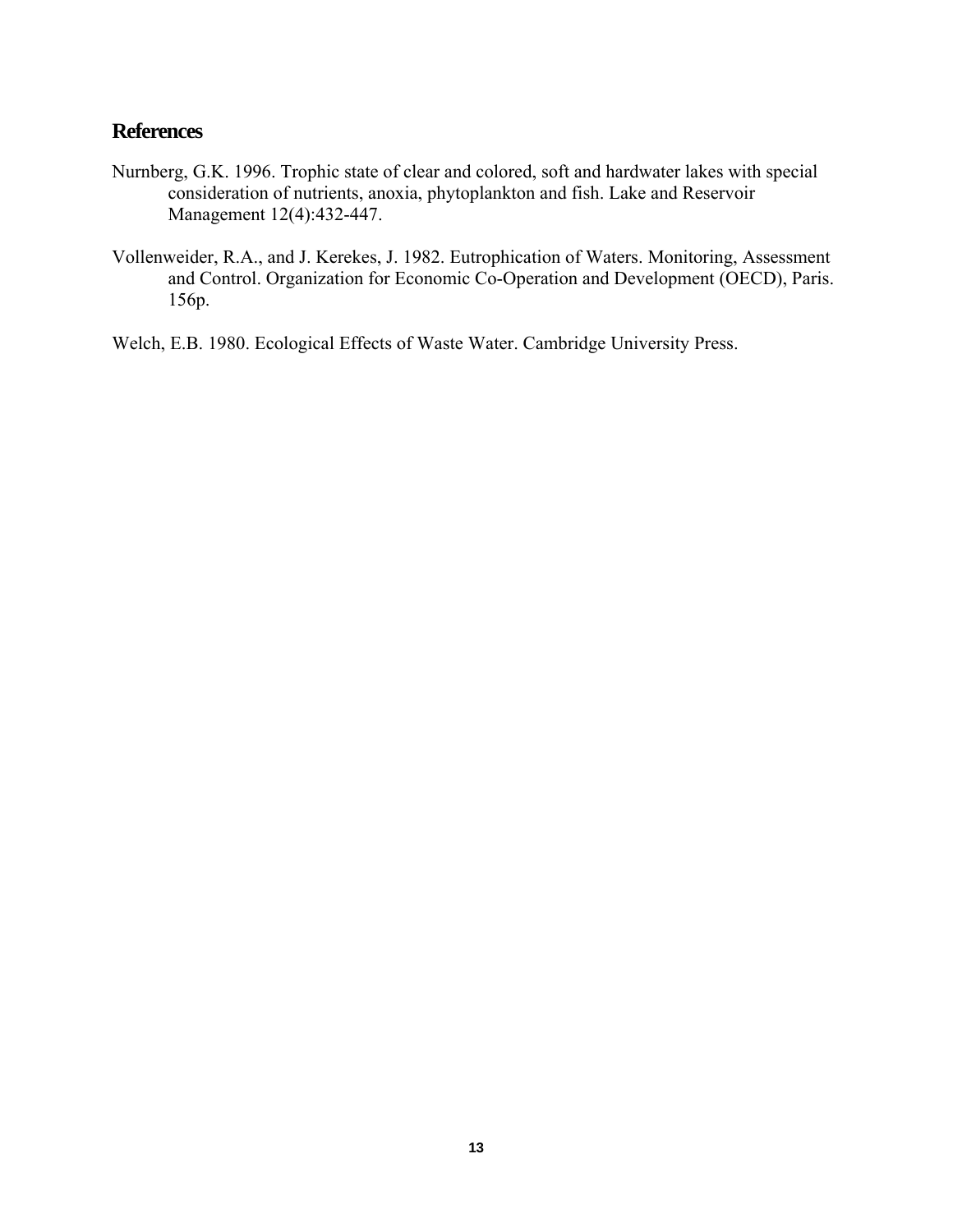## References

Nurnberg, G.K. 1996. Trophic state of clear and colored, soft and hardwater lakes with special consideration of nutrients, anoxia, phytoplankton and fish. Lake and Reservoir Management 12(4):432-447.

Vollenweider, R.A., and J. Kerekes, J. 1982. Eutrophication of Waters. Monitoring, Assessment and Control. Organization for Economic Co-Operation and Development (OECD), Paris. 156p.

Welch, E.B. 1980. Ecological Effects of Waste Water. Cambridge University Press.